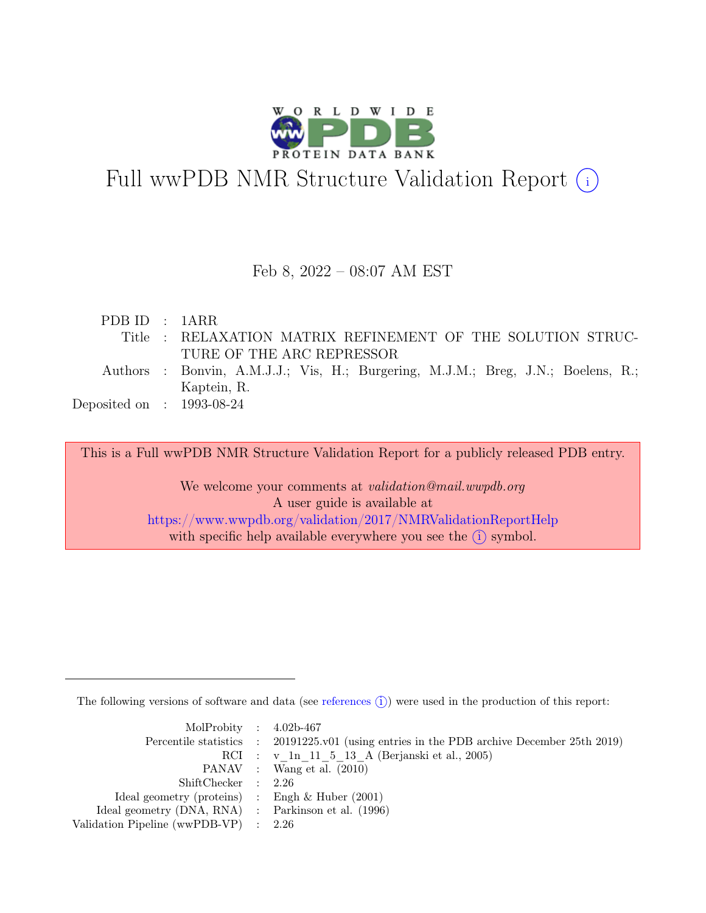# Full wwPDB NMR Structure Validation Report (i)

Feb 8, 2022 – 08:07 AM EST

| | | |
|---|---|---|
| PDB ID | : | 1ARR |
| Title | : | RELAXATION MATRIX REFINEMENT OF THE SOLUTION STRUCTURE OF THE ARC REPRESSOR |
| Authors | : | Bonvin, A.M.J.J.; Vis, H.; Burgering, M.J.M.; Breg, J.N.; Boelens, R.; Kaptein, R. |
| Deposited on | : | 1993-08-24 |

This is a Full wwPDB NMR Structure Validation Report for a publicly released PDB entry.

We welcome your comments at *validation@mail.wwpdb.org*
A user guide is available at
https://www.wwpdb.org/validation/2017/NMRValidationReportHelp
with specific help available everywhere you see the (i) symbol.

The following versions of software and data (see references (i)) were used in the production of this report:

| | | |
|---|---|---|
| MolProbity | : | 4.02b-467 |
| Percentile statistics | : | 20191225.v01 (using entries in the PDB archive December 25th 2019) |
| RCI | : | v_1n_11_5_13_A (Berjanski et al., 2005) |
| PANAV | : | Wang et al. (2010) |
| ShiftChecker | : | 2.26 |
| Ideal geometry (proteins) | : | Engh & Huber (2001) |
| Ideal geometry (DNA, RNA) | : | Parkinson et al. (1996) |
| Validation Pipeline (wwPDB-VP) | : | 2.26 |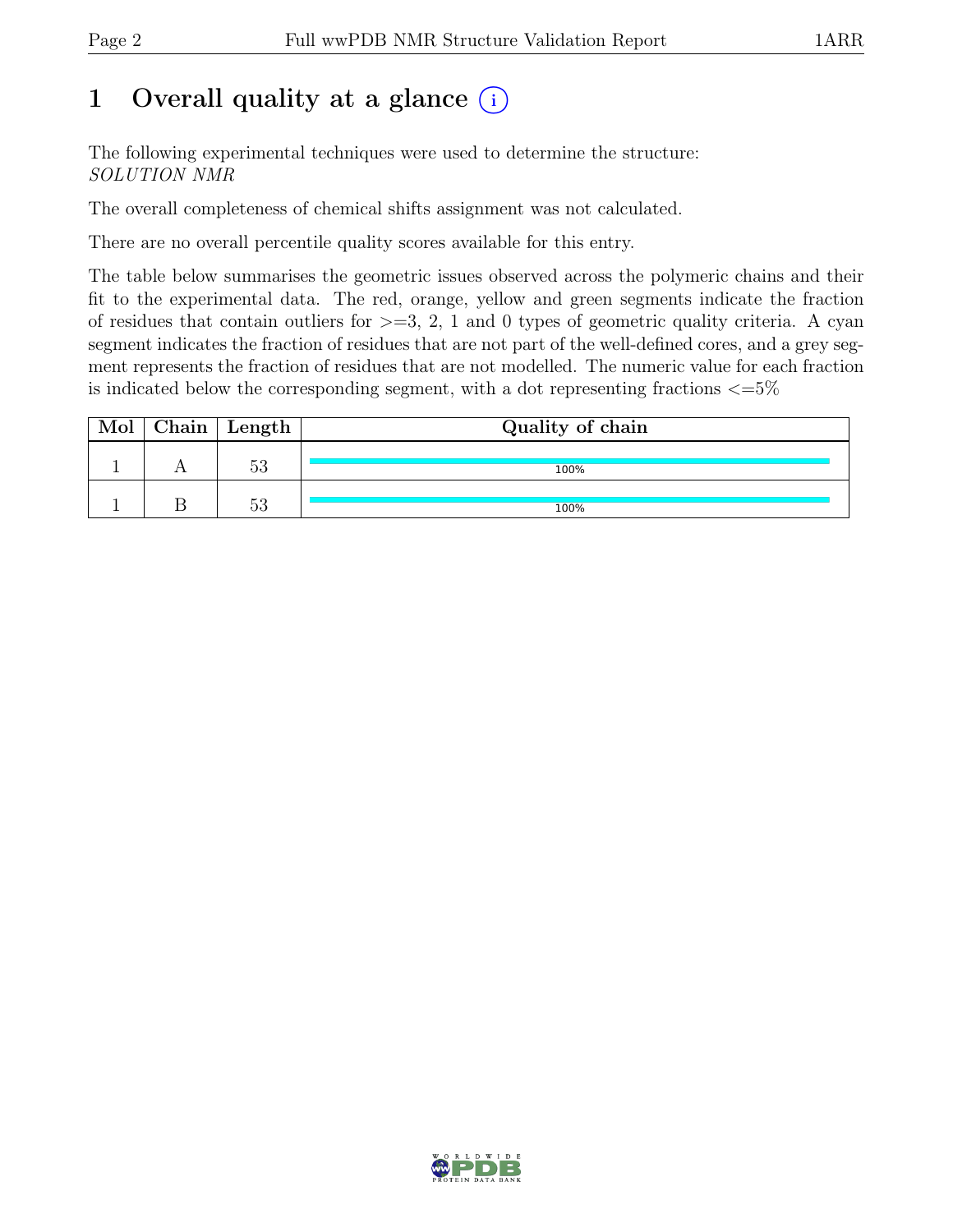# 1 Overall quality at a glance (i)

The following experimental techniques were used to determine the structure:
*SOLUTION NMR*

The overall completeness of chemical shifts assignment was not calculated.

There are no overall percentile quality scores available for this entry.

The table below summarises the geometric issues observed across the polymeric chains and their fit to the experimental data. The red, orange, yellow and green segments indicate the fraction of residues that contain outliers for >=3, 2, 1 and 0 types of geometric quality criteria. A cyan segment indicates the fraction of residues that are not part of the well-defined cores, and a grey segment represents the fraction of residues that are not modelled. The numeric value for each fraction is indicated below the corresponding segment, with a dot representing fractions <=5%

| Mol | Chain | Length | Quality of chain |
|---|---|---|---|
| 1 | A | 53 | 100% |
| 1 | B | 53 | 100% |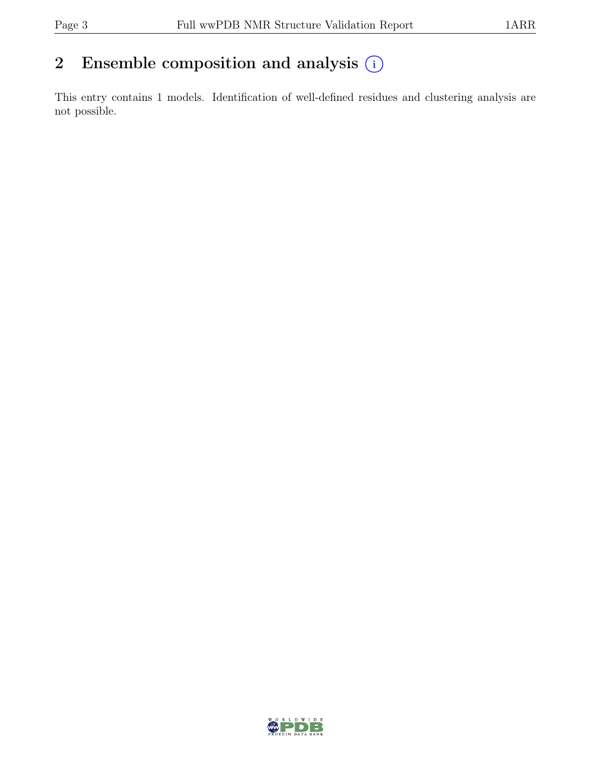## 2 Ensemble composition and analysis

This entry contains 1 models. Identification of well-defined residues and clustering analysis are not possible.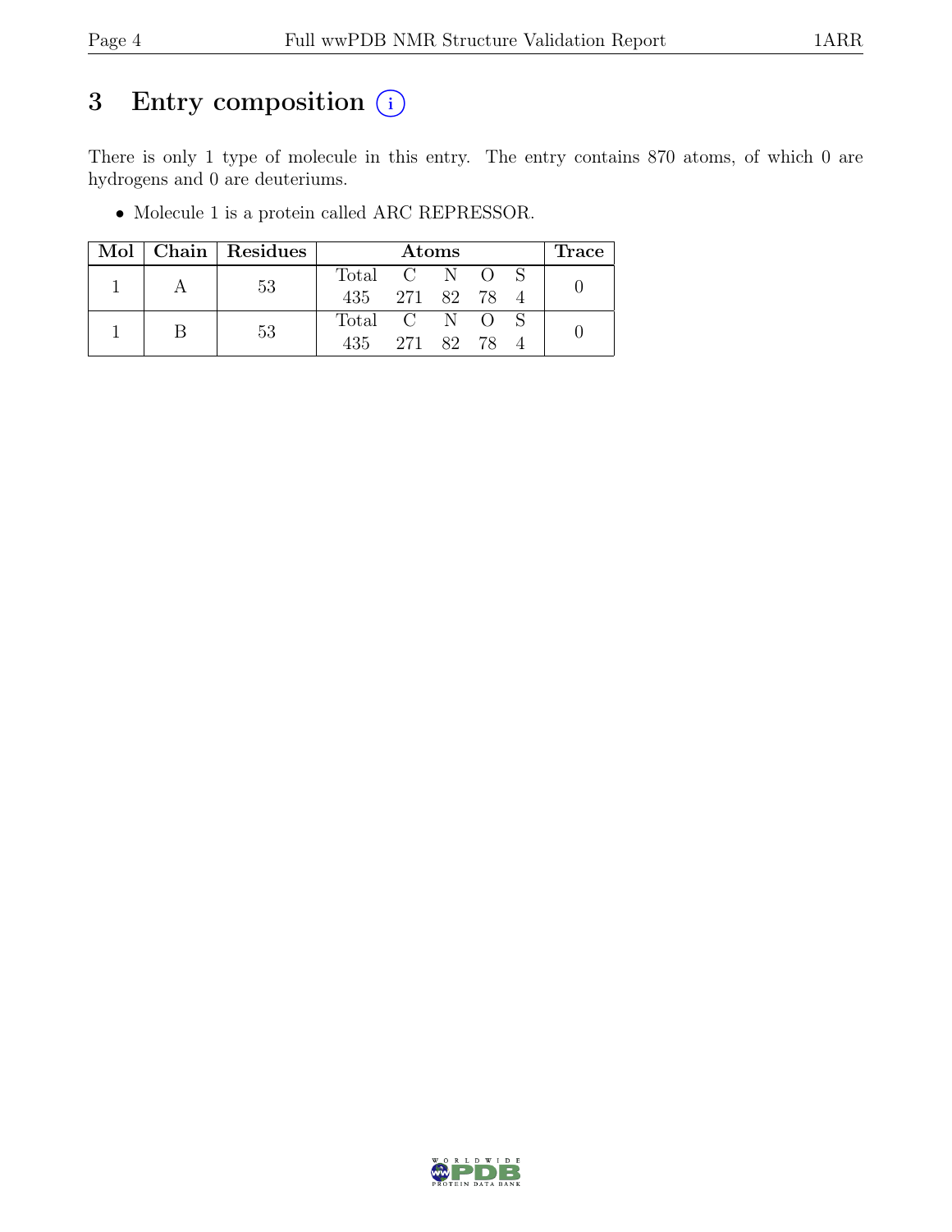# 3 Entry composition (i)

There is only 1 type of molecule in this entry. The entry contains 870 atoms, of which 0 are hydrogens and 0 are deuteriums.

- Molecule 1 is a protein called ARC REPRESSOR.

| Mol | Chain | Residues | Atoms | | | | | Trace |
|---|---|---|---|---|---|---|---|---|
| | | | Total | C | N | O | S | |
| 1 | A | 53 | 435 | 271 | 82 | 78 | 4 | 0 |
| 1 | B | 53 | 435 | 271 | 82 | 78 | 4 | 0 |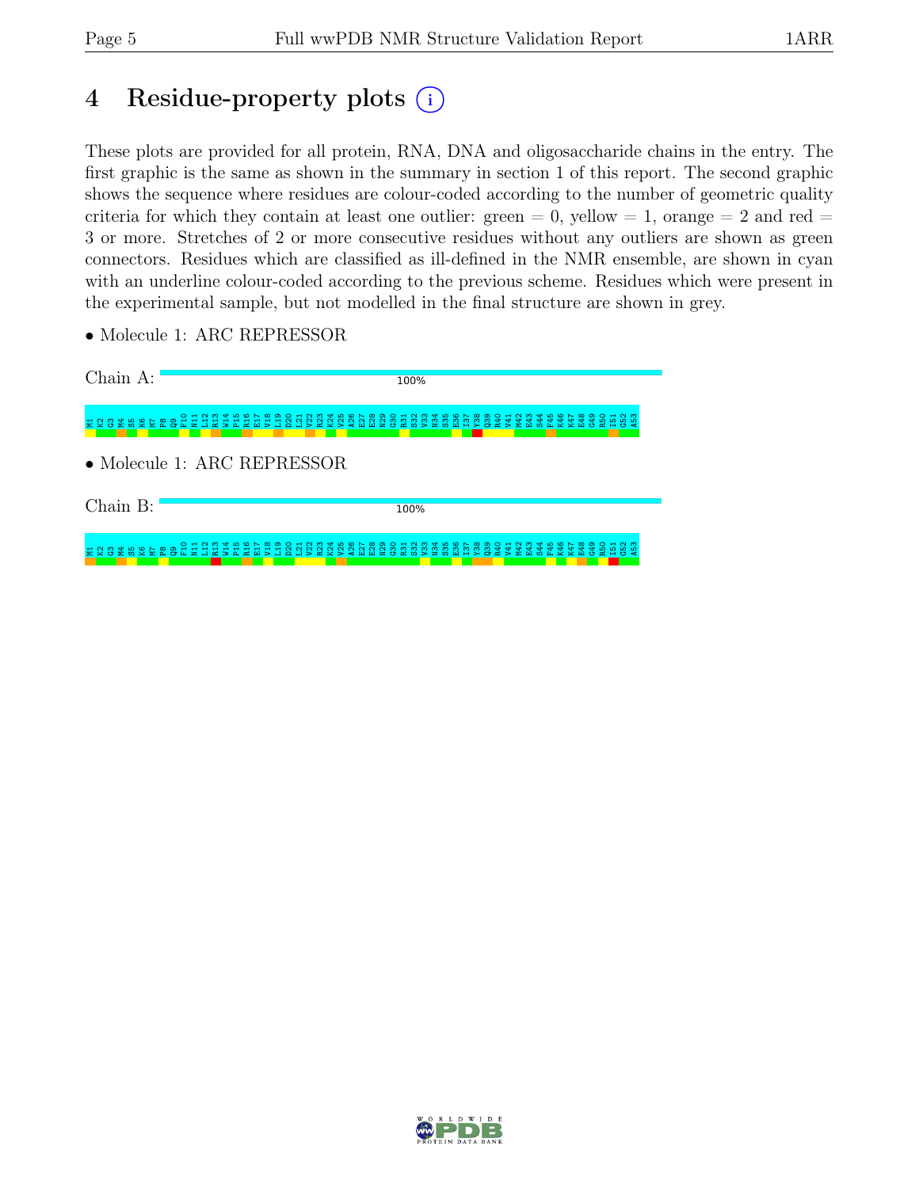# 4 Residue-property plots (i)

These plots are provided for all protein, RNA, DNA and oligosaccharide chains in the entry. The first graphic is the same as shown in the summary in section 1 of this report. The second graphic shows the sequence where residues are colour-coded according to the number of geometric quality criteria for which they contain at least one outlier: green = 0, yellow = 1, orange = 2 and red = 3 or more. Stretches of 2 or more consecutive residues without any outliers are shown as green connectors. Residues which are classified as ill-defined in the NMR ensemble, are shown in cyan with an underline colour-coded according to the previous scheme. Residues which were present in the experimental sample, but not modelled in the final structure are shown in grey.

- Molecule 1: ARC REPRESSOR

Chain A: 100%

M1 K2 G3 M4 S5 K6 M7 P8 Q9 F10 N11 L12 R13 W14 P15 R16 E17 V18 L19 D20 L21 V22 R23 K24 V25 A26 E27 E28 N29 G30 R31 S32 V33 N34 S35 E36 I37 Y38 Q39 R40 V41 M42 E43 S44 F45 K46 K47 E48 G49 R50 I51 G52 A53

- Molecule 1: ARC REPRESSOR

Chain B: 100%

M1 K2 G3 M4 S5 K6 M7 P8 Q9 F10 N11 L12 R13 W14 P15 R16 E17 V18 L19 D20 L21 V22 R23 K24 V25 A26 E27 E28 N29 G30 R31 S32 V33 N34 S35 E36 I37 Y38 Q39 R40 V41 M42 E43 S44 F45 K46 K47 E48 G49 R50 I51 G52 A53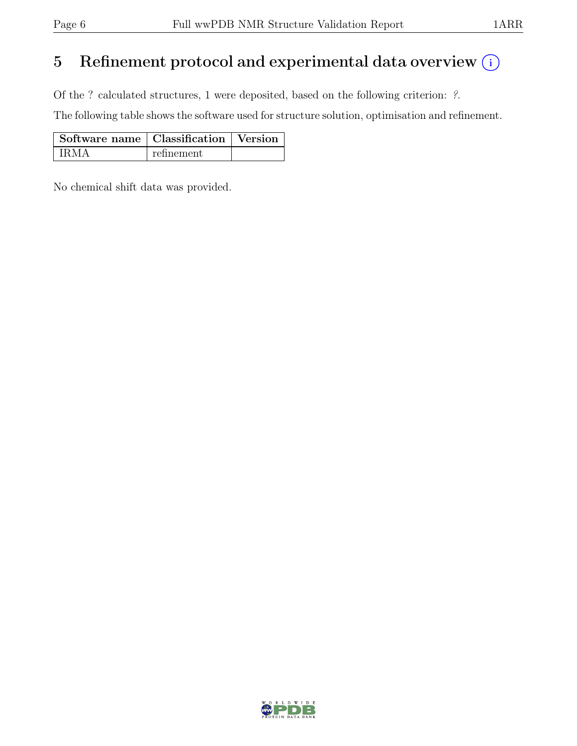# 5 Refinement protocol and experimental data overview (i)

Of the ? calculated structures, 1 were deposited, based on the following criterion: *?*.

The following table shows the software used for structure solution, optimisation and refinement.

| Software name | Classification | Version |
|---|---|---|
| IRMA | refinement | |

No chemical shift data was provided.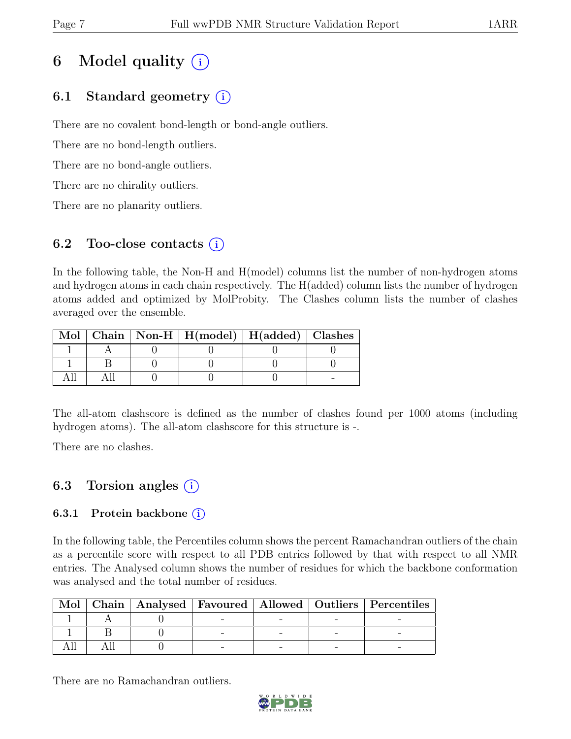# 6 Model quality (i)

## 6.1 Standard geometry (i)

There are no covalent bond-length or bond-angle outliers.

There are no bond-length outliers.

There are no bond-angle outliers.

There are no chirality outliers.

There are no planarity outliers.

## 6.2 Too-close contacts (i)

In the following table, the Non-H and H(model) columns list the number of non-hydrogen atoms and hydrogen atoms in each chain respectively. The H(added) column lists the number of hydrogen atoms added and optimized by MolProbity. The Clashes column lists the number of clashes averaged over the ensemble.

| Mol | Chain | Non-H | H(model) | H(added) | Clashes |
|---|---|---|---|---|---|
| 1 | A | 0 | 0 | 0 | 0 |
| 1 | B | 0 | 0 | 0 | 0 |
| All | All | 0 | 0 | 0 | - |

The all-atom clashscore is defined as the number of clashes found per 1000 atoms (including hydrogen atoms). The all-atom clashscore for this structure is -.

There are no clashes.

## 6.3 Torsion angles (i)

### 6.3.1 Protein backbone (i)

In the following table, the Percentiles column shows the percent Ramachandran outliers of the chain as a percentile score with respect to all PDB entries followed by that with respect to all NMR entries. The Analysed column shows the number of residues for which the backbone conformation was analysed and the total number of residues.

| Mol | Chain | Analysed | Favoured | Allowed | Outliers | Percentiles |
|---|---|---|---|---|---|---|
| 1 | A | 0 | - | - | - | - |
| 1 | B | 0 | - | - | - | - |
| All | All | 0 | - | - | - | - |

There are no Ramachandran outliers.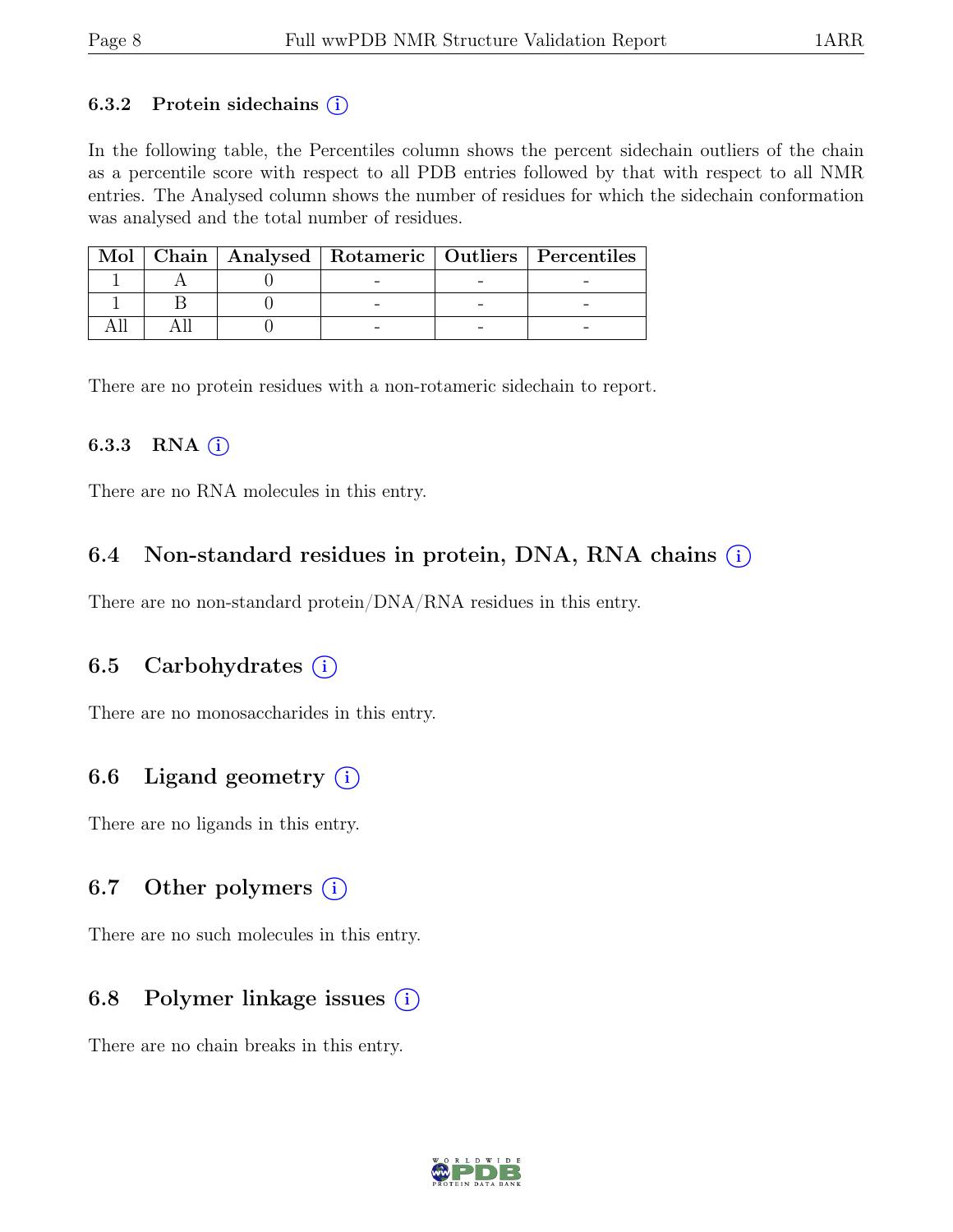#### 6.3.2 Protein sidechains (i)

In the following table, the Percentiles column shows the percent sidechain outliers of the chain as a percentile score with respect to all PDB entries followed by that with respect to all NMR entries. The Analysed column shows the number of residues for which the sidechain conformation was analysed and the total number of residues.

| Mol | Chain | Analysed | Rotameric | Outliers | Percentiles |
|---|---|---|---|---|---|
| 1 | A | 0 | - | - | - |
| 1 | B | 0 | - | - | - |
| All | All | 0 | - | - | - |

There are no protein residues with a non-rotameric sidechain to report.

#### 6.3.3 RNA (i)

There are no RNA molecules in this entry.

### 6.4 Non-standard residues in protein, DNA, RNA chains (i)

There are no non-standard protein/DNA/RNA residues in this entry.

### 6.5 Carbohydrates (i)

There are no monosaccharides in this entry.

### 6.6 Ligand geometry (i)

There are no ligands in this entry.

### 6.7 Other polymers (i)

There are no such molecules in this entry.

### 6.8 Polymer linkage issues (i)

There are no chain breaks in this entry.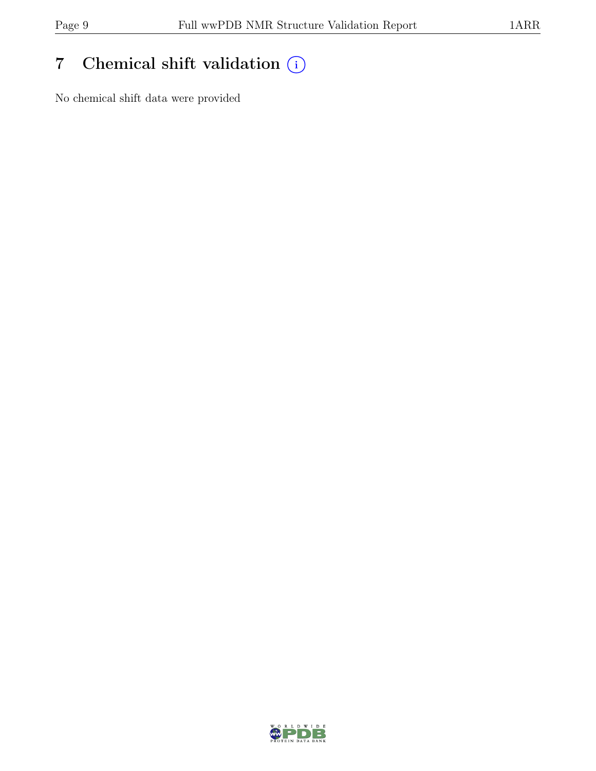# 7 Chemical shift validation

No chemical shift data were provided